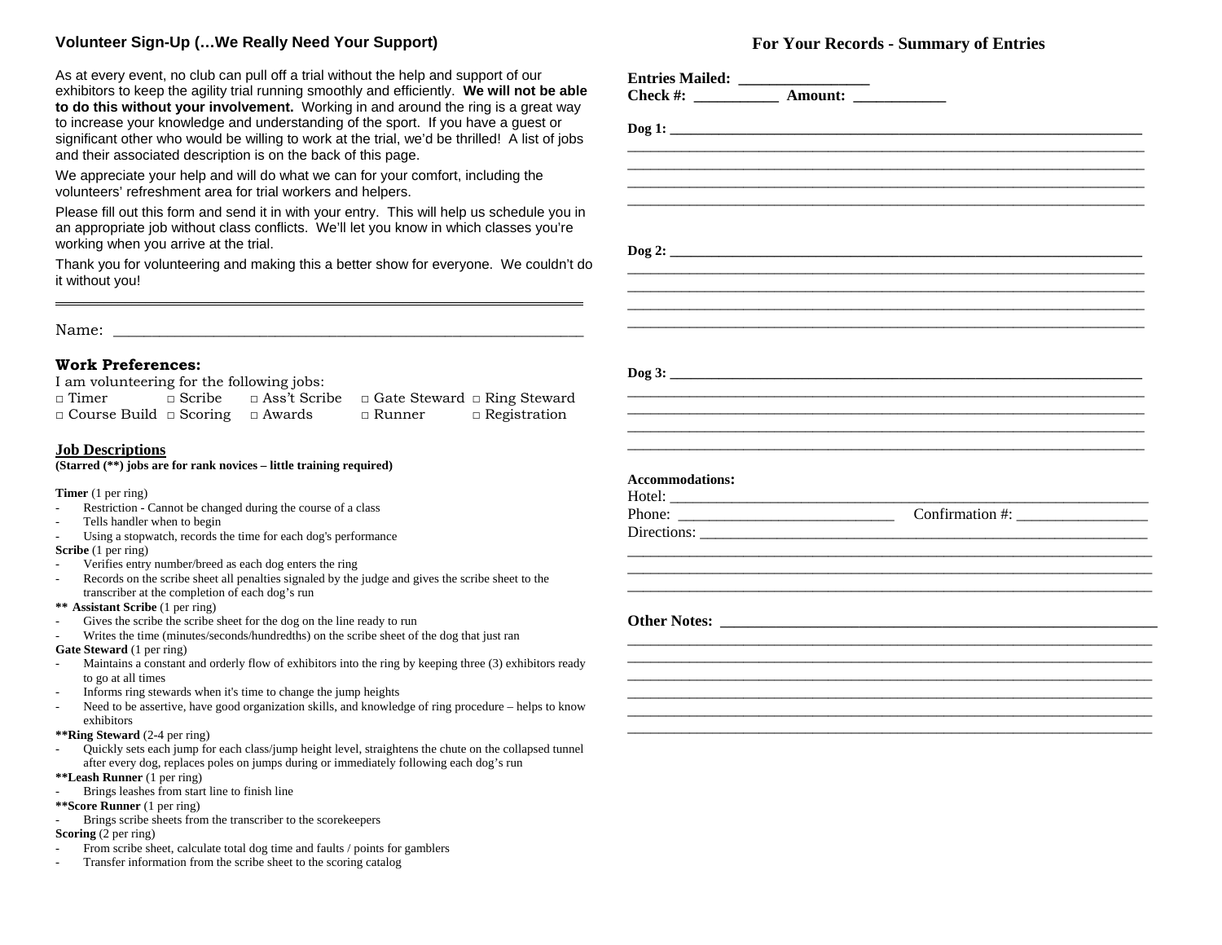## Volunteer Sign-Up (…We Really Need Your Support)

As at every event, no club can pull off a trial without the help and support of our exhibitors to keep the agility trial running smoothly and efficiently. **We will not be able to do this without your involvement.** Working in and around the ring is a great way to increase your knowledge and understanding of the sport. If you have a guest or significant other who would be willing to work at the trial, we'd be thrilled! A list of jobs and their associated description is on the back of this page.

We appreciate your help and will do what we can for your comfort, including the volunteers' refreshment area for trial workers and helpers.

Please fill out this form and send it in with your entry. This will help us schedule you in an appropriate job without class conflicts. We'll let you know in which classes you're working when you arrive at the trial.

Thank you for volunteering and making this a better show for everyone. We couldn't do it without you!

---

Name: ____________________________________________________________

**Work Preferences:**

I am volunteering for the following jobs:

| | | | | |
|---|---|---|---|---|
| □ Timer | □ Scribe | □ Ass't Scribe | □ Gate Steward | □ Ring Steward |
| □ Course Build | □ Scoring | □ Awards | □ Runner | □ Registration |

### Job Descriptions

**(Starred (\*\*) jobs are for rank novices – little training required)**

**Timer** (1 per ring)
- Restriction - Cannot be changed during the course of a class
- Tells handler when to begin
- Using a stopwatch, records the time for each dog's performance

**Scribe** (1 per ring)
- Verifies entry number/breed as each dog enters the ring
- Records on the scribe sheet all penalties signaled by the judge and gives the scribe sheet to the transcriber at the completion of each dog's run

**\*\* Assistant Scribe** (1 per ring)
- Gives the scribe the scribe sheet for the dog on the line ready to run
- Writes the time (minutes/seconds/hundredths) on the scribe sheet of the dog that just ran

**Gate Steward** (1 per ring)
- Maintains a constant and orderly flow of exhibitors into the ring by keeping three (3) exhibitors ready to go at all times
- Informs ring stewards when it's time to change the jump heights
- Need to be assertive, have good organization skills, and knowledge of ring procedure – helps to know exhibitors

**\*\*Ring Steward** (2-4 per ring)
- Quickly sets each jump for each class/jump height level, straightens the chute on the collapsed tunnel after every dog, replaces poles on jumps during or immediately following each dog's run

**\*\*Leash Runner** (1 per ring)
- Brings leashes from start line to finish line

**\*\*Score Runner** (1 per ring)
- Brings scribe sheets from the transcriber to the scorekeepers

**Scoring** (2 per ring)
- From scribe sheet, calculate total dog time and faults / points for gamblers
- Transfer information from the scribe sheet to the scoring catalog

## For Your Records - Summary of Entries

**Entries Mailed:** ________________
**Check #:** __________ **Amount:** ___________

**Dog 1:** ____________________________________________________________
____________________________________________________________
____________________________________________________________
____________________________________________________________
____________________________________________________________

**Dog 2:** ____________________________________________________________
____________________________________________________________
____________________________________________________________
____________________________________________________________
____________________________________________________________

**Dog 3:** ____________________________________________________________
____________________________________________________________
____________________________________________________________
____________________________________________________________
____________________________________________________________

**Accommodations:**
Hotel: ____________________________________________________________
Phone: ___________________________ Confirmation #: ________________
Directions: ________________________________________________________
____________________________________________________________
____________________________________________________________
____________________________________________________________

**Other Notes:** ____________________________________________________
____________________________________________________________
____________________________________________________________
____________________________________________________________
____________________________________________________________
____________________________________________________________
____________________________________________________________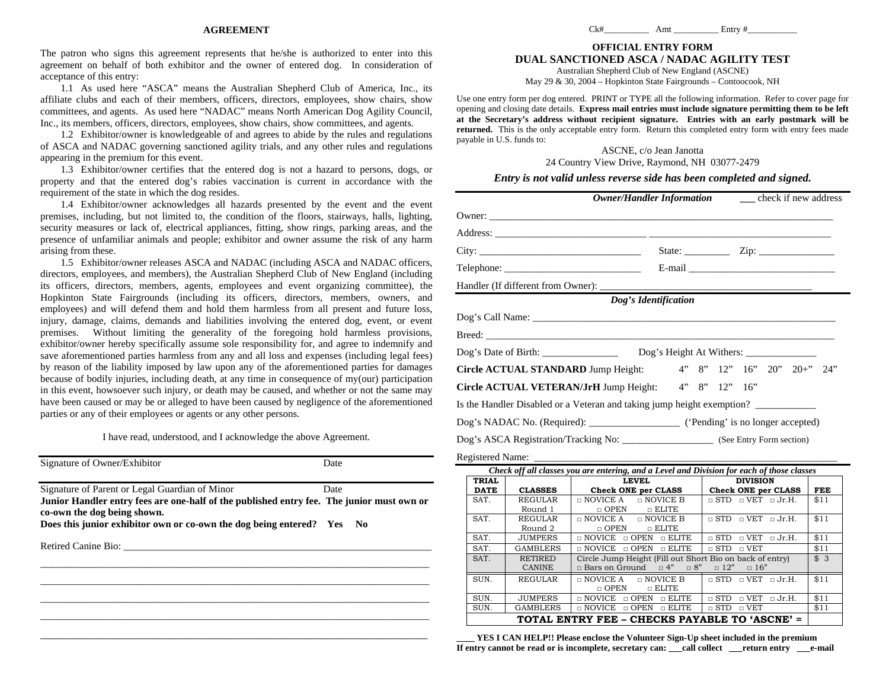## AGREEMENT

The patron who signs this agreement represents that he/she is authorized to enter into this agreement on behalf of both exhibitor and the owner of entered dog. In consideration of acceptance of this entry:

1.1 As used here "ASCA" means the Australian Shepherd Club of America, Inc., its affiliate clubs and each of their members, officers, directors, employees, show chairs, show committees, and agents. As used here "NADAC" means North American Dog Agility Council, Inc., its members, officers, directors, employees, show chairs, show committees, and agents.

1.2 Exhibitor/owner is knowledgeable of and agrees to abide by the rules and regulations of ASCA and NADAC governing sanctioned agility trials, and any other rules and regulations appearing in the premium for this event.

1.3 Exhibitor/owner certifies that the entered dog is not a hazard to persons, dogs, or property and that the entered dog's rabies vaccination is current in accordance with the requirement of the state in which the dog resides.

1.4 Exhibitor/owner acknowledges all hazards presented by the event and the event premises, including, but not limited to, the condition of the floors, stairways, halls, lighting, security measures or lack of, electrical appliances, fitting, show rings, parking areas, and the presence of unfamiliar animals and people; exhibitor and owner assume the risk of any harm arising from these.

1.5 Exhibitor/owner releases ASCA and NADAC (including ASCA and NADAC officers, directors, employees, and members), the Australian Shepherd Club of New England (including its officers, directors, members, agents, employees and event organizing committee), the Hopkinton State Fairgrounds (including its officers, members, owners, and employees) and will defend them and hold them harmless from all present and future loss, injury, damage, claims, demands and liabilities involving the entered dog, event, or event premises. Without limiting the generality of the foregoing hold harmless provisions, exhibitor/owner hereby specifically assume sole responsibility for, and agree to indemnify and save aforementioned parties harmless from any and all loss and expenses (including legal fees) by reason of the liability imposed by law upon any of the aforementioned parties for damages because of bodily injuries, including death, at any time in consequence of my(our) participation in this event, howsoever such injury, or death may be caused, and whether or not the same may have been caused or may be or alleged to have been caused by negligence of the aforementioned parties or any of their employees or agents or any other persons.

I have read, understood, and I acknowledge the above Agreement.

Signature of Owner/Exhibitor ____________________ Date ________

Signature of Parent or Legal Guardian of Minor ____________________ Date ________

**Junior Handler entry fees are one-half of the published entry fee. The junior must own or co-own the dog being shown.**

**Does this junior exhibitor own or co-own the dog being entered? Yes No**

Retired Canine Bio: ______________________________________________

______________________________________________

______________________________________________

______________________________________________

______________________________________________

______________________________________________

Ck#__________ Amt __________ Entry #___________

### OFFICIAL ENTRY FORM
### DUAL SANCTIONED ASCA / NADAC AGILITY TEST

Australian Shepherd Club of New England (ASCNE)
May 29 & 30, 2004 – Hopkinton State Fairgrounds – Contoocook, NH

Use one entry form per dog entered. PRINT or TYPE all the following information. Refer to cover page for opening and closing date details. **Express mail entries must include signature permitting them to be left at the Secretary's address without recipient signature. Entries with an early postmark will be returned.** This is the only acceptable entry form. Return this completed entry form with entry fees made payable in U.S. funds to:

ASCNE, c/o Jean Janotta
24 Country View Drive, Raymond, NH 03077-2479

***Entry is not valid unless reverse side has been completed and signed.***

***Owner/Handler Information*** ___ check if new address

Owner: ______________________________________________

Address: ______________________________________________

City: ____________________ State: _________ Zip: _______________

Telephone: ____________________ E-mail ____________________

Handler (If different from Owner): ______________________________

***Dog's Identification***

Dog's Call Name: ______________________________________________

Breed: ______________________________________________

Dog's Date of Birth: _______________ Dog's Height At Withers: ______________

**Circle ACTUAL STANDARD** Jump Height: 4" 8" 12" 16" 20" 20+" 24"

**Circle ACTUAL VETERAN/JrH** Jump Height: 4" 8" 12" 16"

Is the Handler Disabled or a Veteran and taking jump height exemption? ____________

Dog's NADAC No. (Required): __________________ ('Pending' is no longer accepted)

Dog's ASCA Registration/Tracking No: __________________ (See Entry Form section)

Registered Name: ______________________________________________

***Check off all classes you are entering, and a Level and Division for each of those classes***

| TRIAL DATE | CLASSES | LEVEL Check ONE per CLASS | DIVISION Check ONE per CLASS | FEE |
|---|---|---|---|---|
| SAT. | REGULAR Round 1 | □ NOVICE A □ NOVICE B □ OPEN □ ELITE | □ STD □ VET □ Jr.H. | $11 |
| SAT. | REGULAR Round 2 | □ NOVICE A □ NOVICE B □ OPEN □ ELITE | □ STD □ VET □ Jr.H. | $11 |
| SAT. | JUMPERS | □ NOVICE □ OPEN □ ELITE | □ STD □ VET □ Jr.H. | $11 |
| SAT. | GAMBLERS | □ NOVICE □ OPEN □ ELITE | □ STD □ VET | $11 |
| SAT. | RETIRED CANINE | Circle Jump Height (Fill out Short Bio on back of entry) □ Bars on Ground □ 4" □ 8" □ 12" □ 16" | | $ 3 |
| SUN. | REGULAR | □ NOVICE A □ NOVICE B □ OPEN □ ELITE | □ STD □ VET □ Jr.H. | $11 |
| SUN. | JUMPERS | □ NOVICE □ OPEN □ ELITE | □ STD □ VET □ Jr.H. | $11 |
| SUN. | GAMBLERS | □ NOVICE □ OPEN □ ELITE | □ STD □ VET | $11 |
| **TOTAL ENTRY FEE – CHECKS PAYABLE TO 'ASCNE' =** | | | | |

**____ YES I CAN HELP!! Please enclose the Volunteer Sign-Up sheet included in the premium**

**If entry cannot be read or is incomplete, secretary can: ___call collect ___return entry ___e-mail**